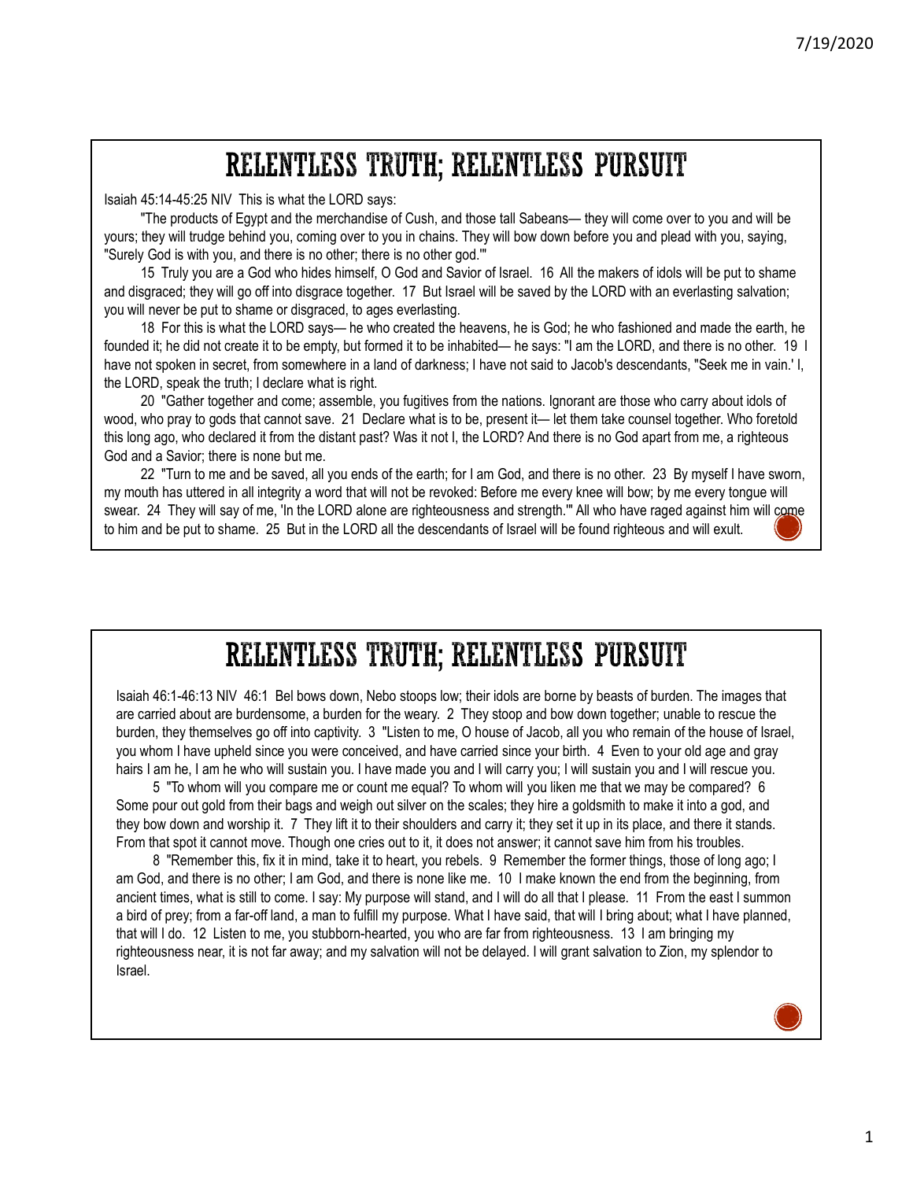# RELENTLESS TRUTH; RELENTLESS PURSUIT

Isaiah 45:14-45:25 NIV This is what the LORD says:

"The products of Egypt and the merchandise of Cush, and those tall Sabeans— they will come over to you and will be yours; they will trudge behind you, coming over to you in chains. They will bow down before you and plead with you, saying, "Surely God is with you, and there is no other; there is no other god.'"

15 Truly you are a God who hides himself, O God and Savior of Israel. 16 All the makers of idols will be put to shame and disgraced; they will go off into disgrace together. 17 But Israel will be saved by the LORD with an everlasting salvation; you will never be put to shame or disgraced, to ages everlasting.

18 For this is what the LORD says— he who created the heavens, he is God; he who fashioned and made the earth, he founded it; he did not create it to be empty, but formed it to be inhabited— he says: "I am the LORD, and there is no other. 19 I have not spoken in secret, from somewhere in a land of darkness; I have not said to Jacob's descendants, "Seek me in vain.' I, the LORD, speak the truth; I declare what is right.

20 "Gather together and come; assemble, you fugitives from the nations. Ignorant are those who carry about idols of wood, who pray to gods that cannot save. 21 Declare what is to be, present it— let them take counsel together. Who foretold this long ago, who declared it from the distant past? Was it not I, the LORD? And there is no God apart from me, a righteous God and a Savior; there is none but me.

22 "Turn to me and be saved, all you ends of the earth; for I am God, and there is no other. 23 By myself I have sworn, my mouth has uttered in all integrity a word that will not be revoked: Before me every knee will bow; by me every tongue will swear. 24 They will say of me, 'In the LORD alone are righteousness and strength.'" All who have raged against him will come to him and be put to shame. 25 But in the LORD all the descendants of Israel will be found righteous and will exult.

# RELENTLESS TRUTH; RELENTLESS PURSUIT

Isaiah 46:1-46:13 NIV 46:1 Bel bows down, Nebo stoops low; their idols are borne by beasts of burden. The images that are carried about are burdensome, a burden for the weary. 2 They stoop and bow down together; unable to rescue the burden, they themselves go off into captivity. 3 "Listen to me, O house of Jacob, all you who remain of the house of Israel, you whom I have upheld since you were conceived, and have carried since your birth. 4 Even to your old age and gray hairs I am he, I am he who will sustain you. I have made you and I will carry you; I will sustain you and I will rescue you.

5 "To whom will you compare me or count me equal? To whom will you liken me that we may be compared? 6 Some pour out gold from their bags and weigh out silver on the scales; they hire a goldsmith to make it into a god, and they bow down and worship it. 7 They lift it to their shoulders and carry it; they set it up in its place, and there it stands. From that spot it cannot move. Though one cries out to it, it does not answer; it cannot save him from his troubles.

8 "Remember this, fix it in mind, take it to heart, you rebels. 9 Remember the former things, those of long ago; I am God, and there is no other; I am God, and there is none like me. 10 I make known the end from the beginning, from ancient times, what is still to come. I say: My purpose will stand, and I will do all that I please. 11 From the east I summon a bird of prey; from a far-off land, a man to fulfill my purpose. What I have said, that will I bring about; what I have planned, that will I do. 12 Listen to me, you stubborn-hearted, you who are far from righteousness. 13 I am bringing my righteousness near, it is not far away; and my salvation will not be delayed. I will grant salvation to Zion, my splendor to Israel.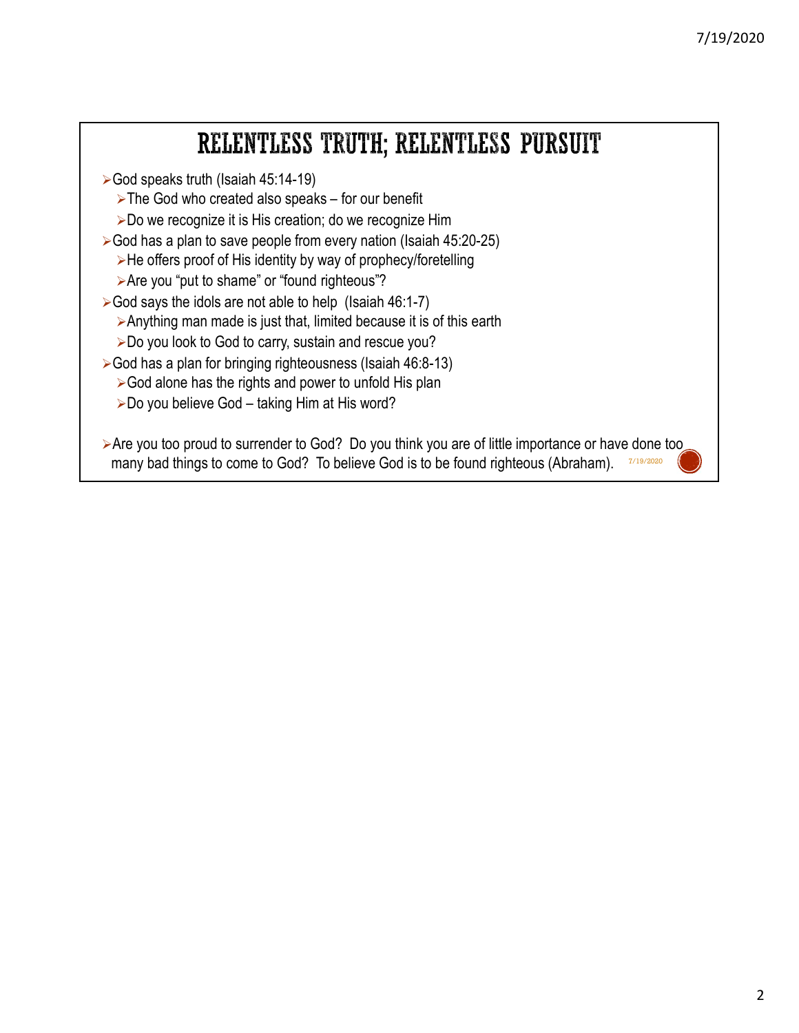# RELENTLESS TRUTH; RELENTLESS PURSUIT

- God speaks truth (Isaiah 45:14-19)
  - The God who created also speaks – for our benefit
  - Do we recognize it is His creation; do we recognize Him
- God has a plan to save people from every nation (Isaiah 45:20-25)
  - He offers proof of His identity by way of prophecy/foretelling
  - Are you “put to shame” or “found righteous”?
- God says the idols are not able to help (Isaiah 46:1-7)
  - Anything man made is just that, limited because it is of this earth
  - Do you look to God to carry, sustain and rescue you?
- God has a plan for bringing righteousness (Isaiah 46:8-13)
  - God alone has the rights and power to unfold His plan
  - Do you believe God – taking Him at His word?

- Are you too proud to surrender to God? Do you think you are of little importance or have done too many bad things to come to God? To believe God is to be found righteous (Abraham).